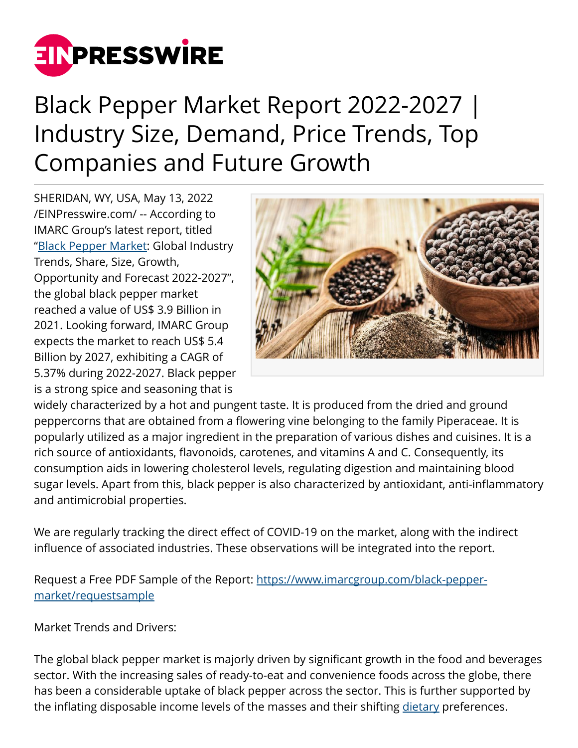# Black Pepper Market Report 2022-2027 | Industry Size, Demand, Price Trends, Top Companies and Future Growth

SHERIDAN, WY, USA, May 13, 2022 /EINPresswire.com/ -- According to IMARC Group's latest report, titled "Black Pepper Market: Global Industry Trends, Share, Size, Growth, Opportunity and Forecast 2022-2027", the global black pepper market reached a value of US$ 3.9 Billion in 2021. Looking forward, IMARC Group expects the market to reach US$ 5.4 Billion by 2027, exhibiting a CAGR of 5.37% during 2022-2027. Black pepper is a strong spice and seasoning that is widely characterized by a hot and pungent taste. It is produced from the dried and ground peppercorns that are obtained from a flowering vine belonging to the family Piperaceae. It is popularly utilized as a major ingredient in the preparation of various dishes and cuisines. It is a rich source of antioxidants, flavonoids, carotenes, and vitamins A and C. Consequently, its consumption aids in lowering cholesterol levels, regulating digestion and maintaining blood sugar levels. Apart from this, black pepper is also characterized by antioxidant, anti-inflammatory and antimicrobial properties.

We are regularly tracking the direct effect of COVID-19 on the market, along with the indirect influence of associated industries. These observations will be integrated into the report.

Request a Free PDF Sample of the Report: https://www.imarcgroup.com/black-pepper-market/requestsample

Market Trends and Drivers:

The global black pepper market is majorly driven by significant growth in the food and beverages sector. With the increasing sales of ready-to-eat and convenience foods across the globe, there has been a considerable uptake of black pepper across the sector. This is further supported by the inflating disposable income levels of the masses and their shifting dietary preferences.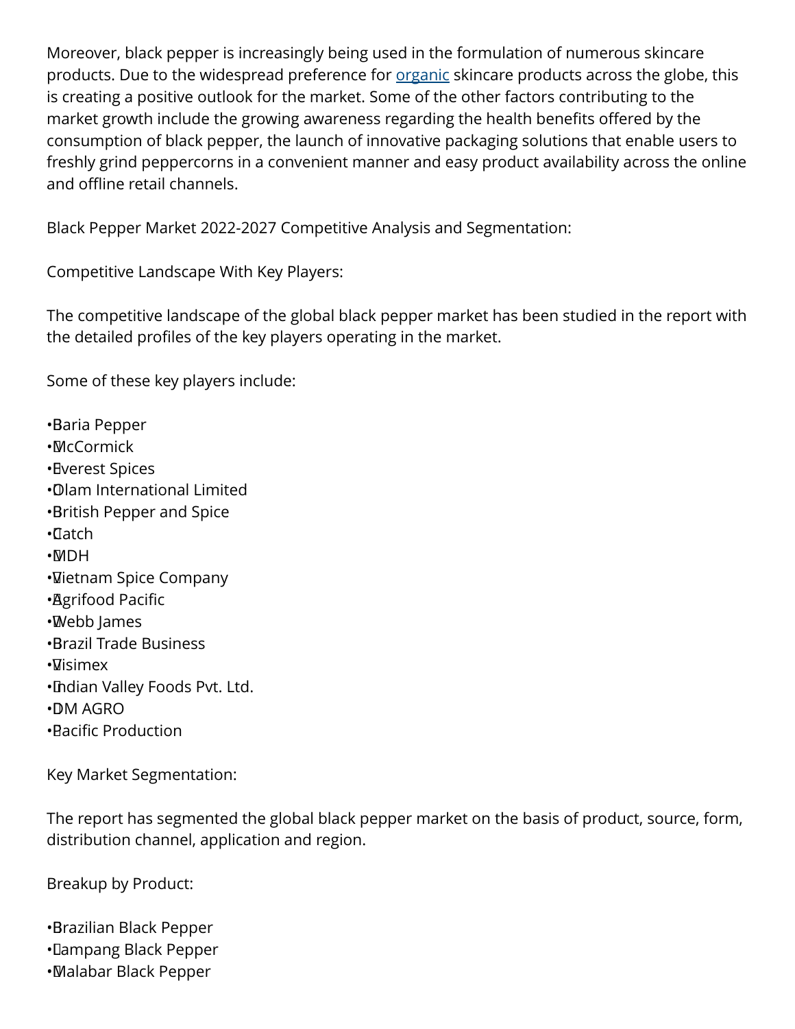Moreover, black pepper is increasingly being used in the formulation of numerous skincare products. Due to the widespread preference for [organic](#) skincare products across the globe, this is creating a positive outlook for the market. Some of the other factors contributing to the market growth include the growing awareness regarding the health benefits offered by the consumption of black pepper, the launch of innovative packaging solutions that enable users to freshly grind peppercorns in a convenient manner and easy product availability across the online and offline retail channels.

Black Pepper Market 2022-2027 Competitive Analysis and Segmentation:

Competitive Landscape With Key Players:

The competitive landscape of the global black pepper market has been studied in the report with the detailed profiles of the key players operating in the market.

Some of these key players include:

- Baria Pepper
- McCormick
- Everest Spices
- Olam International Limited
- British Pepper and Spice
- Catch
- MDH
- Vietnam Spice Company
- Agrifood Pacific
- Webb James
- Brazil Trade Business
- Visimex
- Indian Valley Foods Pvt. Ltd.
- DM AGRO
- Pacific Production

Key Market Segmentation:

The report has segmented the global black pepper market on the basis of product, source, form, distribution channel, application and region.

Breakup by Product:

- Brazilian Black Pepper
- Lampang Black Pepper
- Malabar Black Pepper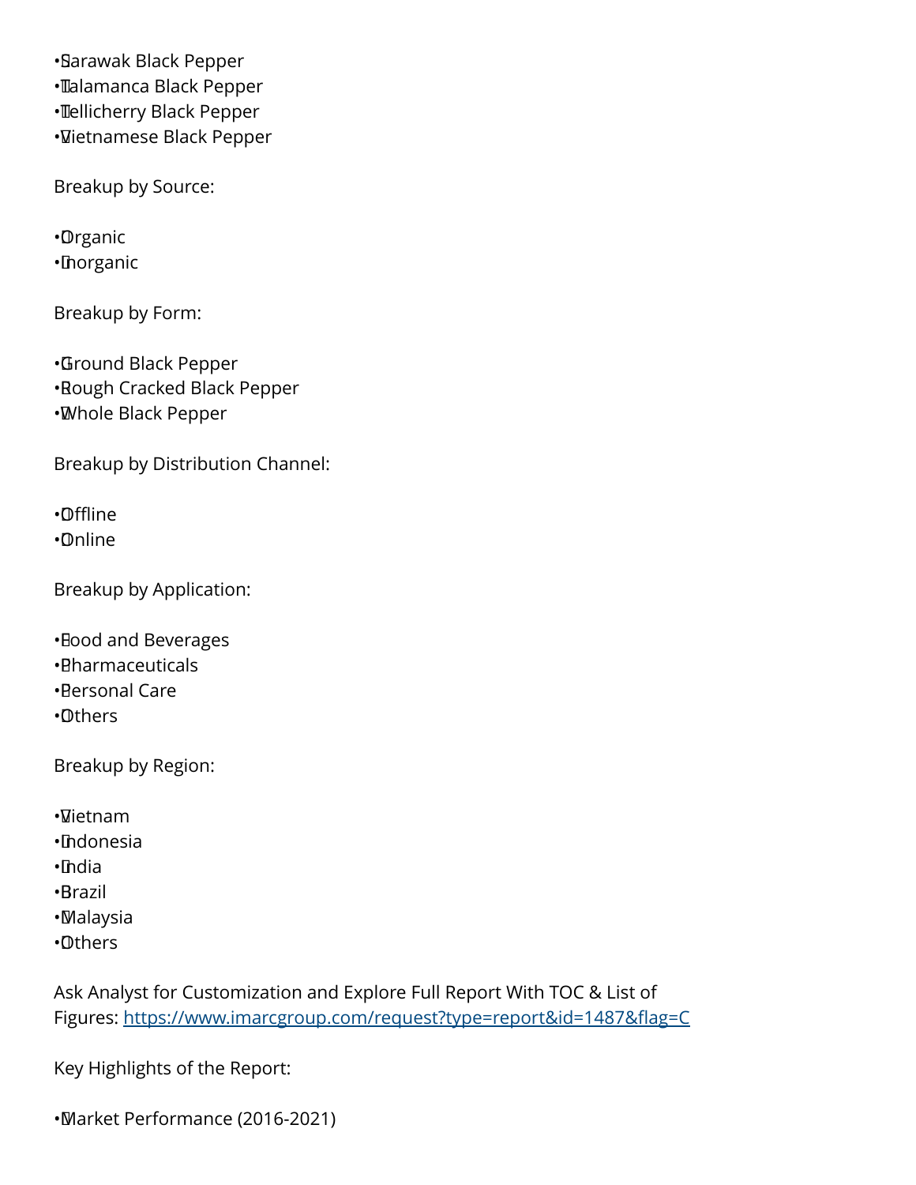- Sarawak Black Pepper
- Talamanca Black Pepper
- Tellicherry Black Pepper
- Vietnamese Black Pepper

Breakup by Source:

- Organic
- Inorganic

Breakup by Form:

- Ground Black Pepper
- Rough Cracked Black Pepper
- Whole Black Pepper

Breakup by Distribution Channel:

- Offline
- Online

Breakup by Application:

- Food and Beverages
- Pharmaceuticals
- Personal Care
- Others

Breakup by Region:

- Vietnam
- Indonesia
- India
- Brazil
- Malaysia
- Others

Ask Analyst for Customization and Explore Full Report With TOC & List of Figures: https://www.imarcgroup.com/request?type=report&id=1487&flag=C

Key Highlights of the Report:

- Market Performance (2016-2021)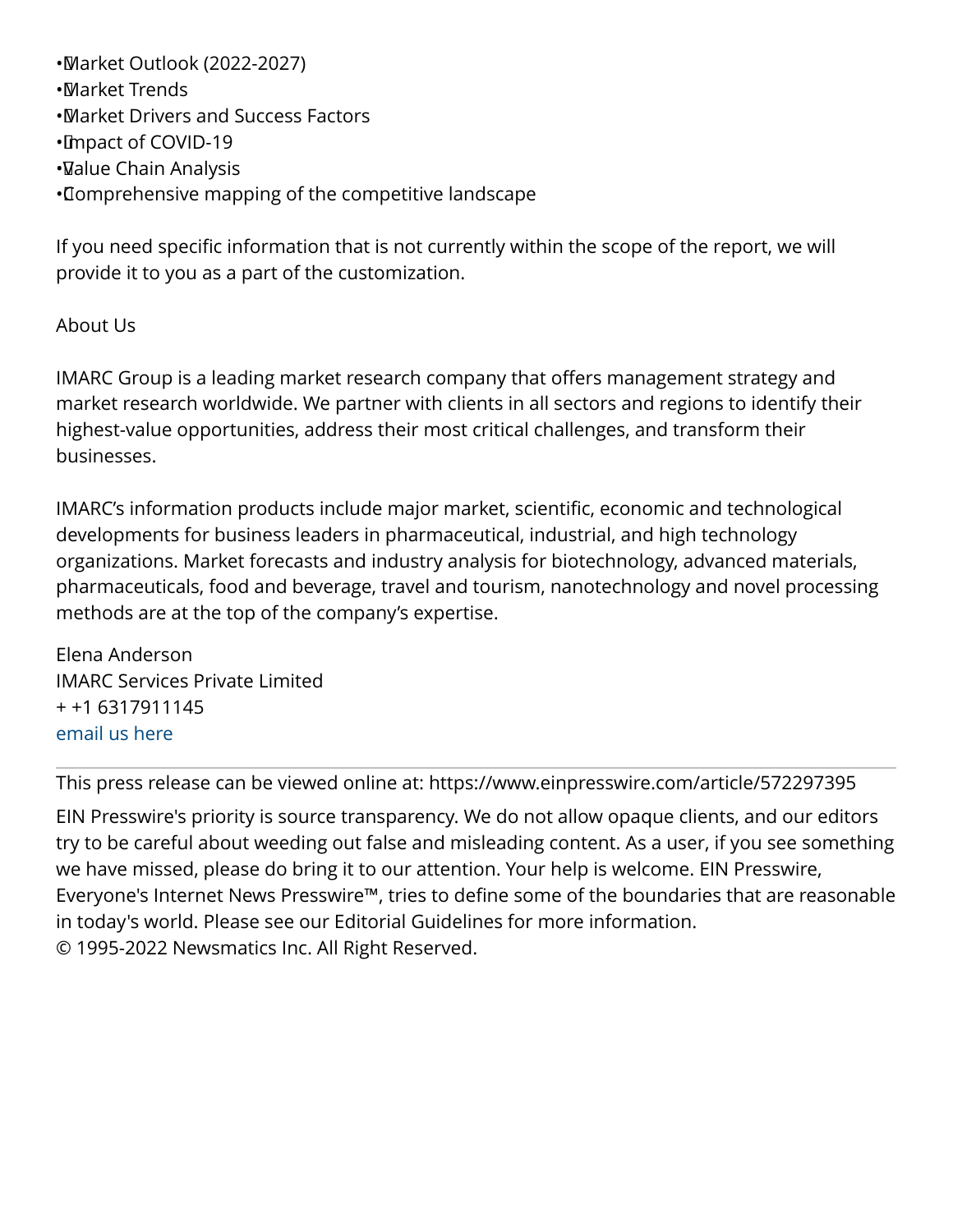- Market Outlook (2022-2027)
- Market Trends
- Market Drivers and Success Factors
- Impact of COVID-19
- Value Chain Analysis
- Comprehensive mapping of the competitive landscape

If you need specific information that is not currently within the scope of the report, we will provide it to you as a part of the customization.

About Us

IMARC Group is a leading market research company that offers management strategy and market research worldwide. We partner with clients in all sectors and regions to identify their highest-value opportunities, address their most critical challenges, and transform their businesses.

IMARC's information products include major market, scientific, economic and technological developments for business leaders in pharmaceutical, industrial, and high technology organizations. Market forecasts and industry analysis for biotechnology, advanced materials, pharmaceuticals, food and beverage, travel and tourism, nanotechnology and novel processing methods are at the top of the company's expertise.

Elena Anderson
IMARC Services Private Limited
+ +1 6317911145
email us here

---

This press release can be viewed online at: https://www.einpresswire.com/article/572297395

EIN Presswire's priority is source transparency. We do not allow opaque clients, and our editors try to be careful about weeding out false and misleading content. As a user, if you see something we have missed, please do bring it to our attention. Your help is welcome. EIN Presswire, Everyone's Internet News Presswire™, tries to define some of the boundaries that are reasonable in today's world. Please see our Editorial Guidelines for more information.
© 1995-2022 Newsmatics Inc. All Right Reserved.